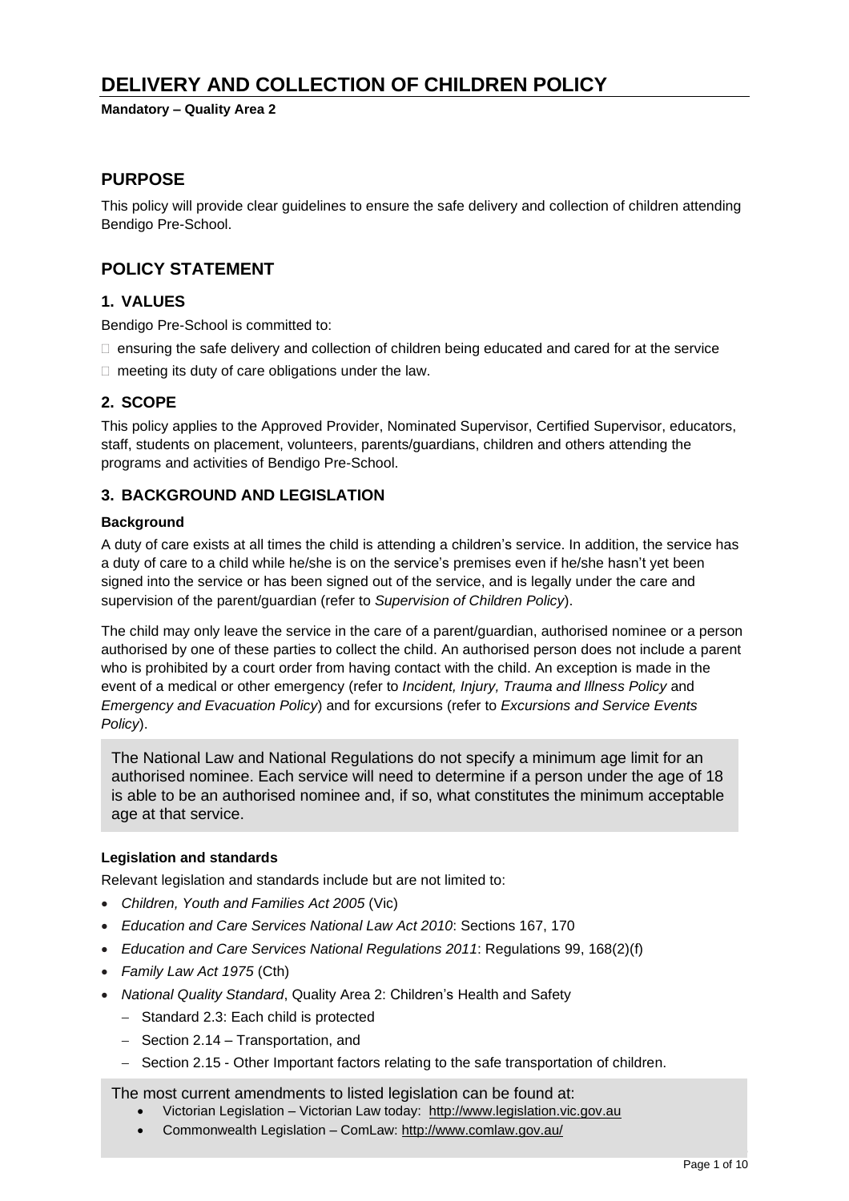# DELIVERY AND COLLECTION OF CHILDREN POLICY

**Mandatory – Quality Area 2**

## PURPOSE

This policy will provide clear guidelines to ensure the safe delivery and collection of children attending Bendigo Pre-School.

## POLICY STATEMENT

### 1. VALUES

Bendigo Pre-School is committed to:

- ensuring the safe delivery and collection of children being educated and cared for at the service
- meeting its duty of care obligations under the law.

### 2. SCOPE

This policy applies to the Approved Provider, Nominated Supervisor, Certified Supervisor, educators, staff, students on placement, volunteers, parents/guardians, children and others attending the programs and activities of Bendigo Pre-School.

### 3. BACKGROUND AND LEGISLATION

#### Background

A duty of care exists at all times the child is attending a children's service. In addition, the service has a duty of care to a child while he/she is on the service's premises even if he/she hasn't yet been signed into the service or has been signed out of the service, and is legally under the care and supervision of the parent/guardian (refer to *Supervision of Children Policy*).

The child may only leave the service in the care of a parent/guardian, authorised nominee or a person authorised by one of these parties to collect the child. An authorised person does not include a parent who is prohibited by a court order from having contact with the child. An exception is made in the event of a medical or other emergency (refer to *Incident, Injury, Trauma and Illness Policy* and *Emergency and Evacuation Policy*) and for excursions (refer to *Excursions and Service Events Policy*).

The National Law and National Regulations do not specify a minimum age limit for an authorised nominee. Each service will need to determine if a person under the age of 18 is able to be an authorised nominee and, if so, what constitutes the minimum acceptable age at that service.

#### Legislation and standards

Relevant legislation and standards include but are not limited to:

- *Children, Youth and Families Act 2005* (Vic)
- *Education and Care Services National Law Act 2010*: Sections 167, 170
- *Education and Care Services National Regulations 2011*: Regulations 99, 168(2)(f)
- *Family Law Act 1975* (Cth)
- *National Quality Standard*, Quality Area 2: Children's Health and Safety
  - Standard 2.3: Each child is protected
  - Section 2.14 – Transportation, and
  - Section 2.15 - Other Important factors relating to the safe transportation of children.

The most current amendments to listed legislation can be found at:

- Victorian Legislation – Victorian Law today: http://www.legislation.vic.gov.au
- Commonwealth Legislation – ComLaw: http://www.comlaw.gov.au/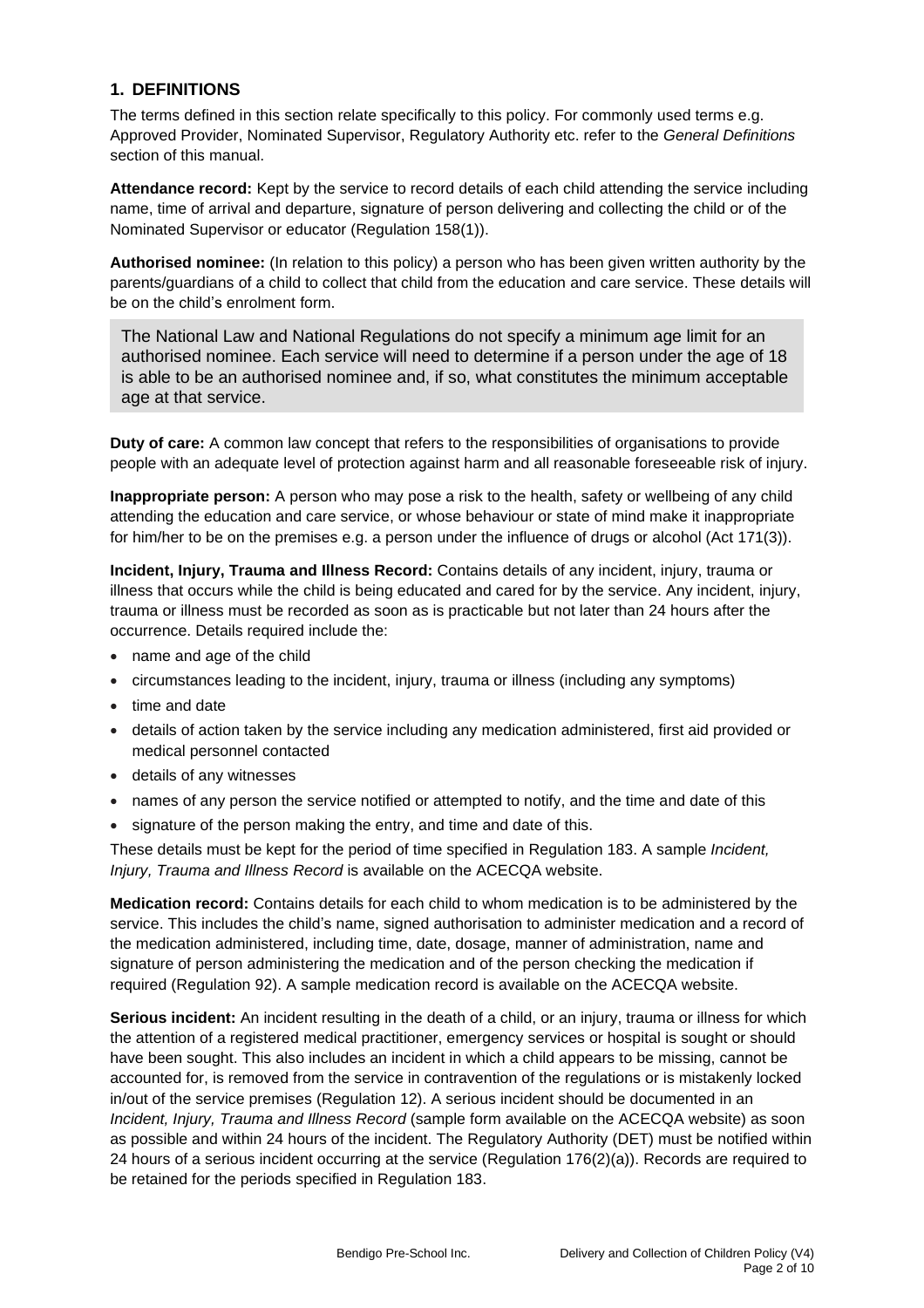## 1. DEFINITIONS

The terms defined in this section relate specifically to this policy. For commonly used terms e.g. Approved Provider, Nominated Supervisor, Regulatory Authority etc. refer to the *General Definitions* section of this manual.

**Attendance record:** Kept by the service to record details of each child attending the service including name, time of arrival and departure, signature of person delivering and collecting the child or of the Nominated Supervisor or educator (Regulation 158(1)).

**Authorised nominee:** (In relation to this policy) a person who has been given written authority by the parents/guardians of a child to collect that child from the education and care service. These details will be on the child's enrolment form.

> The National Law and National Regulations do not specify a minimum age limit for an authorised nominee. Each service will need to determine if a person under the age of 18 is able to be an authorised nominee and, if so, what constitutes the minimum acceptable age at that service.

**Duty of care:** A common law concept that refers to the responsibilities of organisations to provide people with an adequate level of protection against harm and all reasonable foreseeable risk of injury.

**Inappropriate person:** A person who may pose a risk to the health, safety or wellbeing of any child attending the education and care service, or whose behaviour or state of mind make it inappropriate for him/her to be on the premises e.g. a person under the influence of drugs or alcohol (Act 171(3)).

**Incident, Injury, Trauma and Illness Record:** Contains details of any incident, injury, trauma or illness that occurs while the child is being educated and cared for by the service. Any incident, injury, trauma or illness must be recorded as soon as is practicable but not later than 24 hours after the occurrence. Details required include the:

- name and age of the child
- circumstances leading to the incident, injury, trauma or illness (including any symptoms)
- time and date
- details of action taken by the service including any medication administered, first aid provided or medical personnel contacted
- details of any witnesses
- names of any person the service notified or attempted to notify, and the time and date of this
- signature of the person making the entry, and time and date of this.

These details must be kept for the period of time specified in Regulation 183. A sample *Incident, Injury, Trauma and Illness Record* is available on the ACECQA website.

**Medication record:** Contains details for each child to whom medication is to be administered by the service. This includes the child's name, signed authorisation to administer medication and a record of the medication administered, including time, date, dosage, manner of administration, name and signature of person administering the medication and of the person checking the medication if required (Regulation 92). A sample medication record is available on the ACECQA website.

**Serious incident:** An incident resulting in the death of a child, or an injury, trauma or illness for which the attention of a registered medical practitioner, emergency services or hospital is sought or should have been sought. This also includes an incident in which a child appears to be missing, cannot be accounted for, is removed from the service in contravention of the regulations or is mistakenly locked in/out of the service premises (Regulation 12). A serious incident should be documented in an *Incident, Injury, Trauma and Illness Record* (sample form available on the ACECQA website) as soon as possible and within 24 hours of the incident. The Regulatory Authority (DET) must be notified within 24 hours of a serious incident occurring at the service (Regulation 176(2)(a)). Records are required to be retained for the periods specified in Regulation 183.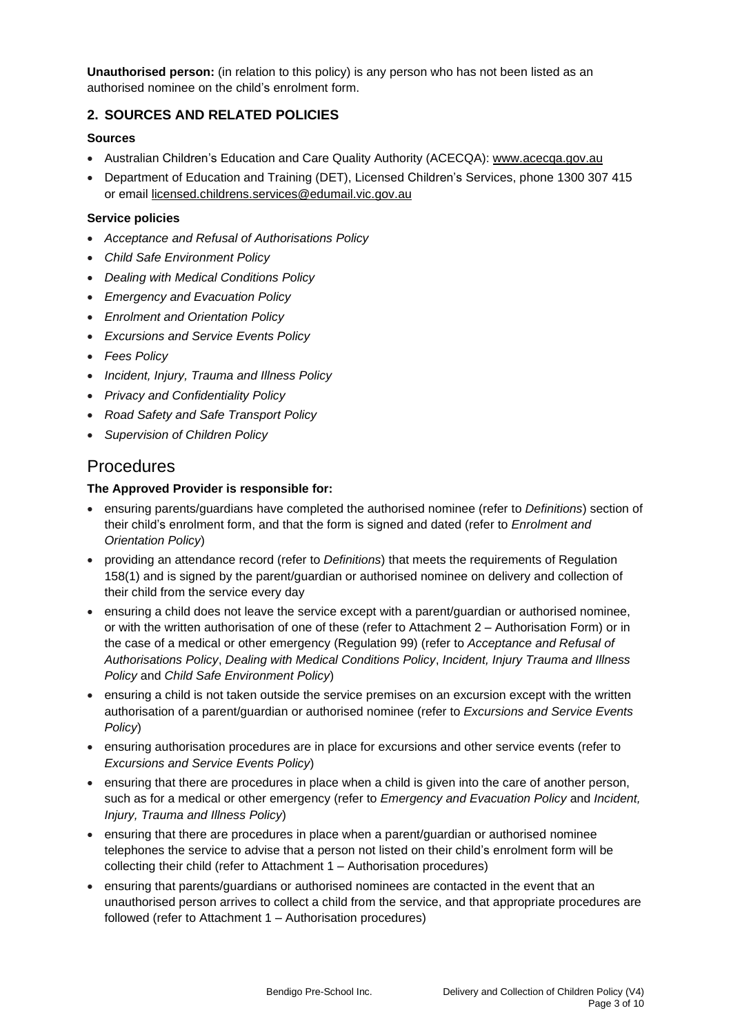**Unauthorised person:** (in relation to this policy) is any person who has not been listed as an authorised nominee on the child's enrolment form.

## 2. SOURCES AND RELATED POLICIES

### Sources

- Australian Children's Education and Care Quality Authority (ACECQA): www.acecqa.gov.au
- Department of Education and Training (DET), Licensed Children's Services, phone 1300 307 415 or email licensed.childrens.services@edumail.vic.gov.au

### Service policies

- *Acceptance and Refusal of Authorisations Policy*
- *Child Safe Environment Policy*
- *Dealing with Medical Conditions Policy*
- *Emergency and Evacuation Policy*
- *Enrolment and Orientation Policy*
- *Excursions and Service Events Policy*
- *Fees Policy*
- *Incident, Injury, Trauma and Illness Policy*
- *Privacy and Confidentiality Policy*
- *Road Safety and Safe Transport Policy*
- *Supervision of Children Policy*

# Procedures

**The Approved Provider is responsible for:**

- ensuring parents/guardians have completed the authorised nominee (refer to *Definitions*) section of their child's enrolment form, and that the form is signed and dated (refer to *Enrolment and Orientation Policy*)
- providing an attendance record (refer to *Definitions*) that meets the requirements of Regulation 158(1) and is signed by the parent/guardian or authorised nominee on delivery and collection of their child from the service every day
- ensuring a child does not leave the service except with a parent/guardian or authorised nominee, or with the written authorisation of one of these (refer to Attachment 2 – Authorisation Form) or in the case of a medical or other emergency (Regulation 99) (refer to *Acceptance and Refusal of Authorisations Policy*, *Dealing with Medical Conditions Policy*, *Incident, Injury Trauma and Illness Policy* and *Child Safe Environment Policy*)
- ensuring a child is not taken outside the service premises on an excursion except with the written authorisation of a parent/guardian or authorised nominee (refer to *Excursions and Service Events Policy*)
- ensuring authorisation procedures are in place for excursions and other service events (refer to *Excursions and Service Events Policy*)
- ensuring that there are procedures in place when a child is given into the care of another person, such as for a medical or other emergency (refer to *Emergency and Evacuation Policy* and *Incident, Injury, Trauma and Illness Policy*)
- ensuring that there are procedures in place when a parent/guardian or authorised nominee telephones the service to advise that a person not listed on their child's enrolment form will be collecting their child (refer to Attachment 1 – Authorisation procedures)
- ensuring that parents/guardians or authorised nominees are contacted in the event that an unauthorised person arrives to collect a child from the service, and that appropriate procedures are followed (refer to Attachment 1 – Authorisation procedures)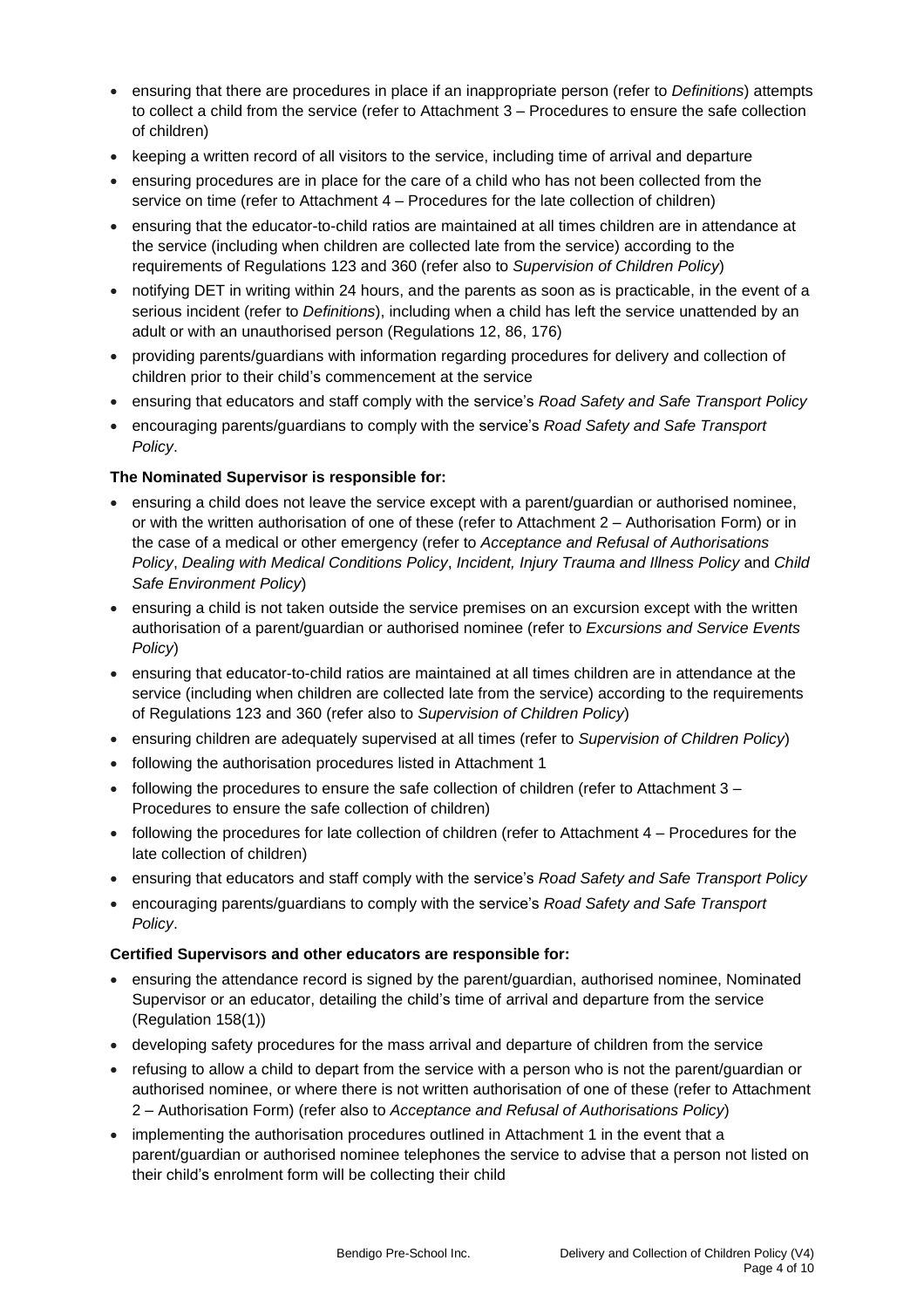- ensuring that there are procedures in place if an inappropriate person (refer to *Definitions*) attempts to collect a child from the service (refer to Attachment 3 – Procedures to ensure the safe collection of children)
- keeping a written record of all visitors to the service, including time of arrival and departure
- ensuring procedures are in place for the care of a child who has not been collected from the service on time (refer to Attachment 4 – Procedures for the late collection of children)
- ensuring that the educator-to-child ratios are maintained at all times children are in attendance at the service (including when children are collected late from the service) according to the requirements of Regulations 123 and 360 (refer also to *Supervision of Children Policy*)
- notifying DET in writing within 24 hours, and the parents as soon as is practicable, in the event of a serious incident (refer to *Definitions*), including when a child has left the service unattended by an adult or with an unauthorised person (Regulations 12, 86, 176)
- providing parents/guardians with information regarding procedures for delivery and collection of children prior to their child's commencement at the service
- ensuring that educators and staff comply with the service's *Road Safety and Safe Transport Policy*
- encouraging parents/guardians to comply with the service's *Road Safety and Safe Transport Policy*.

**The Nominated Supervisor is responsible for:**

- ensuring a child does not leave the service except with a parent/guardian or authorised nominee, or with the written authorisation of one of these (refer to Attachment 2 – Authorisation Form) or in the case of a medical or other emergency (refer to *Acceptance and Refusal of Authorisations Policy*, *Dealing with Medical Conditions Policy*, *Incident, Injury Trauma and Illness Policy* and *Child Safe Environment Policy*)
- ensuring a child is not taken outside the service premises on an excursion except with the written authorisation of a parent/guardian or authorised nominee (refer to *Excursions and Service Events Policy*)
- ensuring that educator-to-child ratios are maintained at all times children are in attendance at the service (including when children are collected late from the service) according to the requirements of Regulations 123 and 360 (refer also to *Supervision of Children Policy*)
- ensuring children are adequately supervised at all times (refer to *Supervision of Children Policy*)
- following the authorisation procedures listed in Attachment 1
- following the procedures to ensure the safe collection of children (refer to Attachment 3 – Procedures to ensure the safe collection of children)
- following the procedures for late collection of children (refer to Attachment 4 – Procedures for the late collection of children)
- ensuring that educators and staff comply with the service's *Road Safety and Safe Transport Policy*
- encouraging parents/guardians to comply with the service's *Road Safety and Safe Transport Policy*.

**Certified Supervisors and other educators are responsible for:**

- ensuring the attendance record is signed by the parent/guardian, authorised nominee, Nominated Supervisor or an educator, detailing the child's time of arrival and departure from the service (Regulation 158(1))
- developing safety procedures for the mass arrival and departure of children from the service
- refusing to allow a child to depart from the service with a person who is not the parent/guardian or authorised nominee, or where there is not written authorisation of one of these (refer to Attachment 2 – Authorisation Form) (refer also to *Acceptance and Refusal of Authorisations Policy*)
- implementing the authorisation procedures outlined in Attachment 1 in the event that a parent/guardian or authorised nominee telephones the service to advise that a person not listed on their child's enrolment form will be collecting their child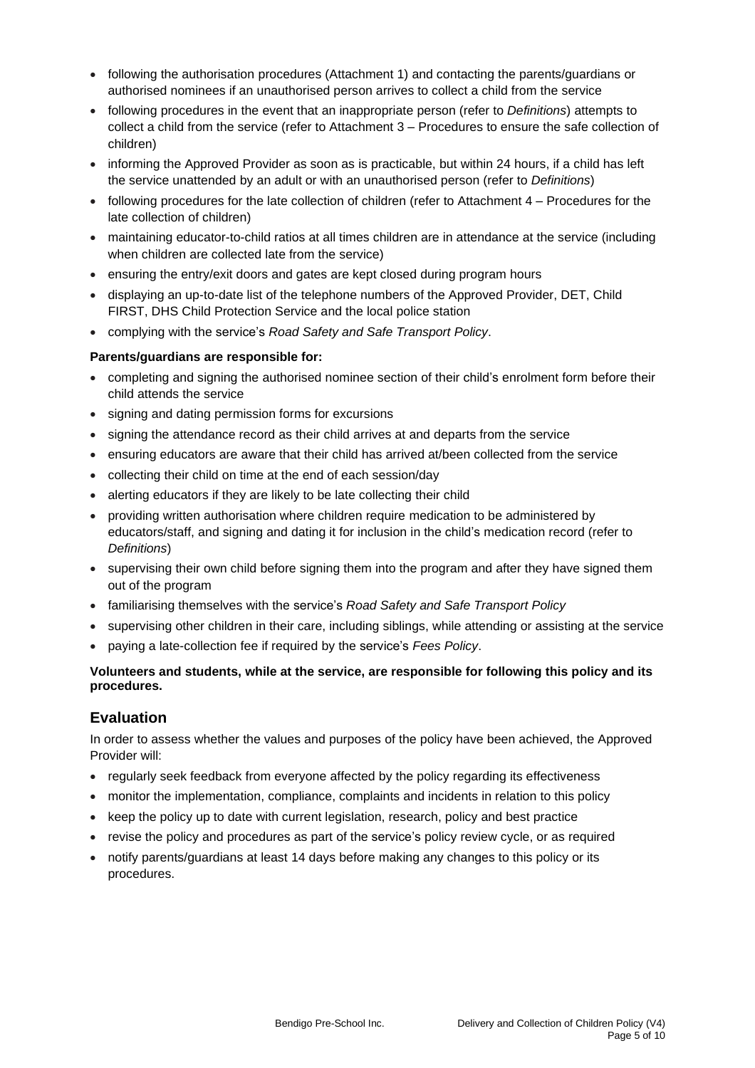- following the authorisation procedures (Attachment 1) and contacting the parents/guardians or authorised nominees if an unauthorised person arrives to collect a child from the service
- following procedures in the event that an inappropriate person (refer to *Definitions*) attempts to collect a child from the service (refer to Attachment 3 – Procedures to ensure the safe collection of children)
- informing the Approved Provider as soon as is practicable, but within 24 hours, if a child has left the service unattended by an adult or with an unauthorised person (refer to *Definitions*)
- following procedures for the late collection of children (refer to Attachment 4 – Procedures for the late collection of children)
- maintaining educator-to-child ratios at all times children are in attendance at the service (including when children are collected late from the service)
- ensuring the entry/exit doors and gates are kept closed during program hours
- displaying an up-to-date list of the telephone numbers of the Approved Provider, DET, Child FIRST, DHS Child Protection Service and the local police station
- complying with the service's *Road Safety and Safe Transport Policy*.

**Parents/guardians are responsible for:**

- completing and signing the authorised nominee section of their child's enrolment form before their child attends the service
- signing and dating permission forms for excursions
- signing the attendance record as their child arrives at and departs from the service
- ensuring educators are aware that their child has arrived at/been collected from the service
- collecting their child on time at the end of each session/day
- alerting educators if they are likely to be late collecting their child
- providing written authorisation where children require medication to be administered by educators/staff, and signing and dating it for inclusion in the child's medication record (refer to *Definitions*)
- supervising their own child before signing them into the program and after they have signed them out of the program
- familiarising themselves with the service's *Road Safety and Safe Transport Policy*
- supervising other children in their care, including siblings, while attending or assisting at the service
- paying a late-collection fee if required by the service's *Fees Policy*.

**Volunteers and students, while at the service, are responsible for following this policy and its procedures.**

## Evaluation

In order to assess whether the values and purposes of the policy have been achieved, the Approved Provider will:

- regularly seek feedback from everyone affected by the policy regarding its effectiveness
- monitor the implementation, compliance, complaints and incidents in relation to this policy
- keep the policy up to date with current legislation, research, policy and best practice
- revise the policy and procedures as part of the service's policy review cycle, or as required
- notify parents/guardians at least 14 days before making any changes to this policy or its procedures.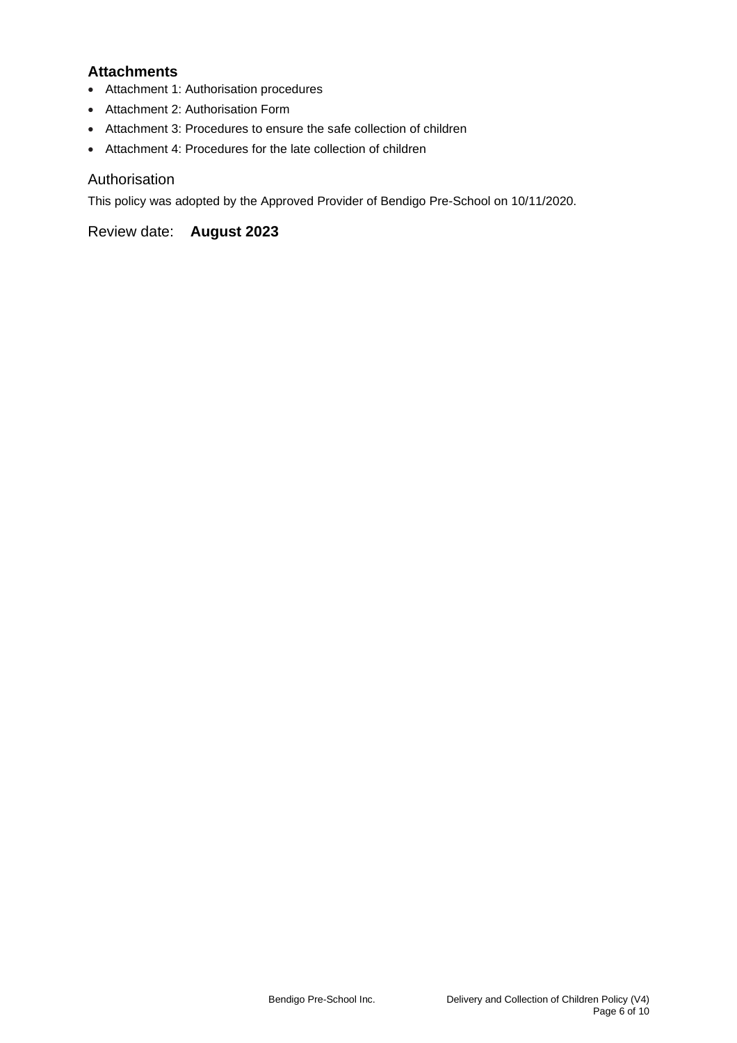### Attachments

- Attachment 1: Authorisation procedures
- Attachment 2: Authorisation Form
- Attachment 3: Procedures to ensure the safe collection of children
- Attachment 4: Procedures for the late collection of children

## Authorisation

This policy was adopted by the Approved Provider of Bendigo Pre-School on 10/11/2020.

## Review date: **August 2023**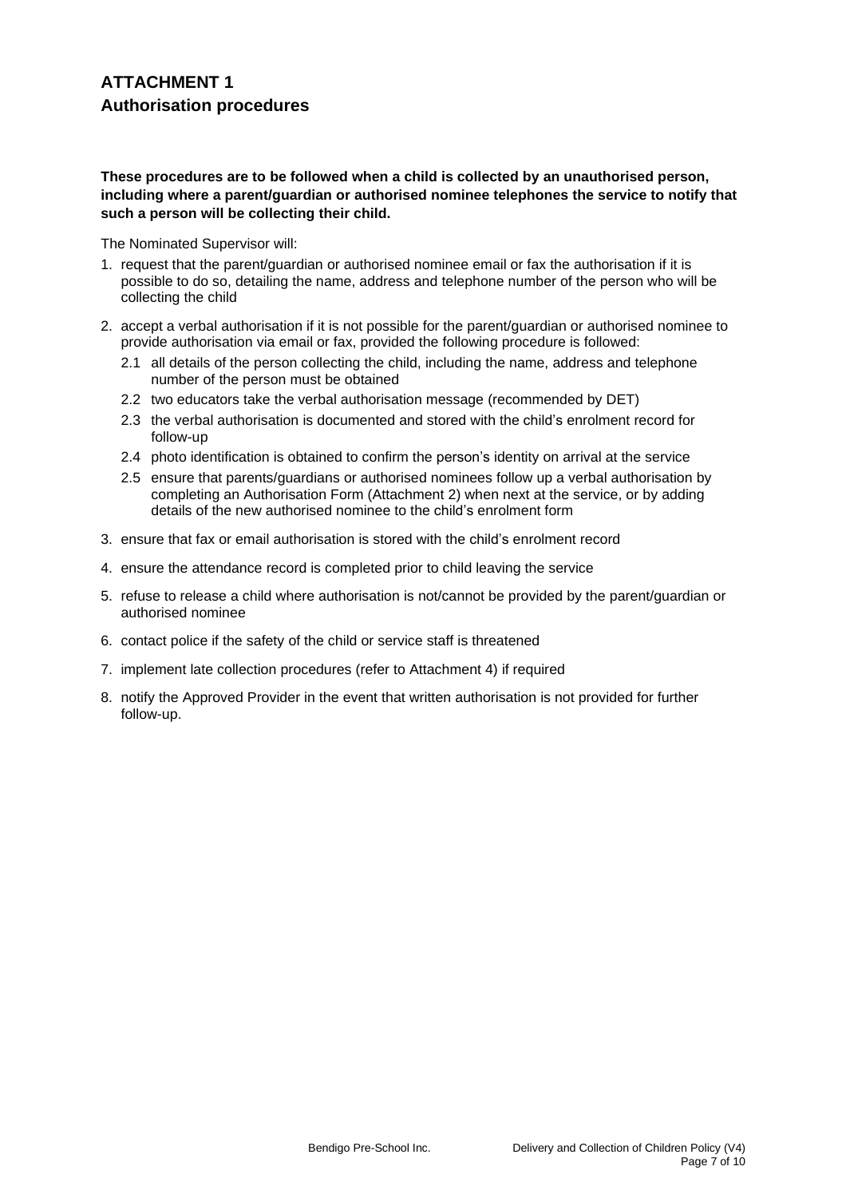# ATTACHMENT 1

## Authorisation procedures

**These procedures are to be followed when a child is collected by an unauthorised person, including where a parent/guardian or authorised nominee telephones the service to notify that such a person will be collecting their child.**

The Nominated Supervisor will:

1. request that the parent/guardian or authorised nominee email or fax the authorisation if it is possible to do so, detailing the name, address and telephone number of the person who will be collecting the child
2. accept a verbal authorisation if it is not possible for the parent/guardian or authorised nominee to provide authorisation via email or fax, provided the following procedure is followed:
   - 2.1 all details of the person collecting the child, including the name, address and telephone number of the person must be obtained
   - 2.2 two educators take the verbal authorisation message (recommended by DET)
   - 2.3 the verbal authorisation is documented and stored with the child's enrolment record for follow-up
   - 2.4 photo identification is obtained to confirm the person's identity on arrival at the service
   - 2.5 ensure that parents/guardians or authorised nominees follow up a verbal authorisation by completing an Authorisation Form (Attachment 2) when next at the service, or by adding details of the new authorised nominee to the child's enrolment form
3. ensure that fax or email authorisation is stored with the child's enrolment record
4. ensure the attendance record is completed prior to child leaving the service
5. refuse to release a child where authorisation is not/cannot be provided by the parent/guardian or authorised nominee
6. contact police if the safety of the child or service staff is threatened
7. implement late collection procedures (refer to Attachment 4) if required
8. notify the Approved Provider in the event that written authorisation is not provided for further follow-up.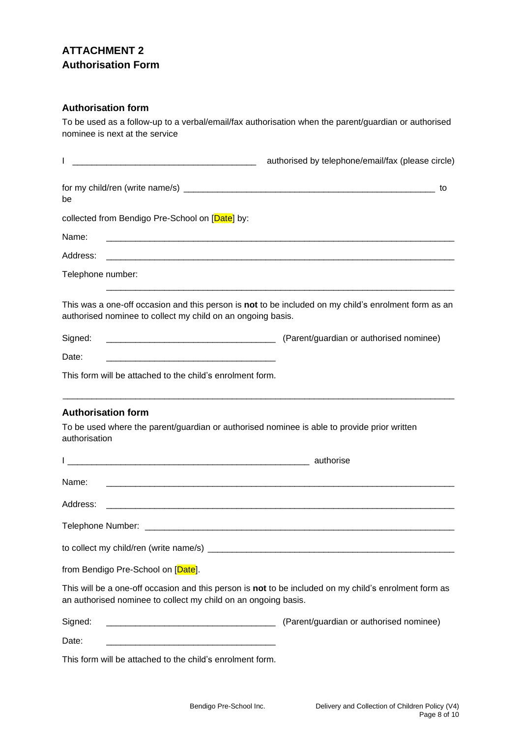# ATTACHMENT 2
# Authorisation Form

### Authorisation form

To be used as a follow-up to a verbal/email/fax authorisation when the parent/guardian or authorised nominee is next at the service

I ______________________________________ authorised by telephone/email/fax (please circle)

for my child/ren (write name/s) ______________________________________________________ to be

collected from Bendigo Pre-School on [Date] by:

Name: ___________________________________________________________________________

Address: _________________________________________________________________________

Telephone number: ________________________________________________________________

This was a one-off occasion and this person is **not** to be included on my child's enrolment form as an authorised nominee to collect my child on an ongoing basis.

Signed: ___________________________________ (Parent/guardian or authorised nominee)

Date: ___________________________________

This form will be attached to the child's enrolment form.

---

### Authorisation form

To be used where the parent/guardian or authorised nominee is able to provide prior written authorisation

I ___________________________________________________ authorise

Name: ___________________________________________________________________________

Address: _________________________________________________________________________

Telephone Number: ________________________________________________________________

to collect my child/ren (write name/s) _____________________________________________________

from Bendigo Pre-School on [Date].

This will be a one-off occasion and this person is **not** to be included on my child's enrolment form as an authorised nominee to collect my child on an ongoing basis.

Signed: ___________________________________ (Parent/guardian or authorised nominee)

Date: ___________________________________

This form will be attached to the child's enrolment form.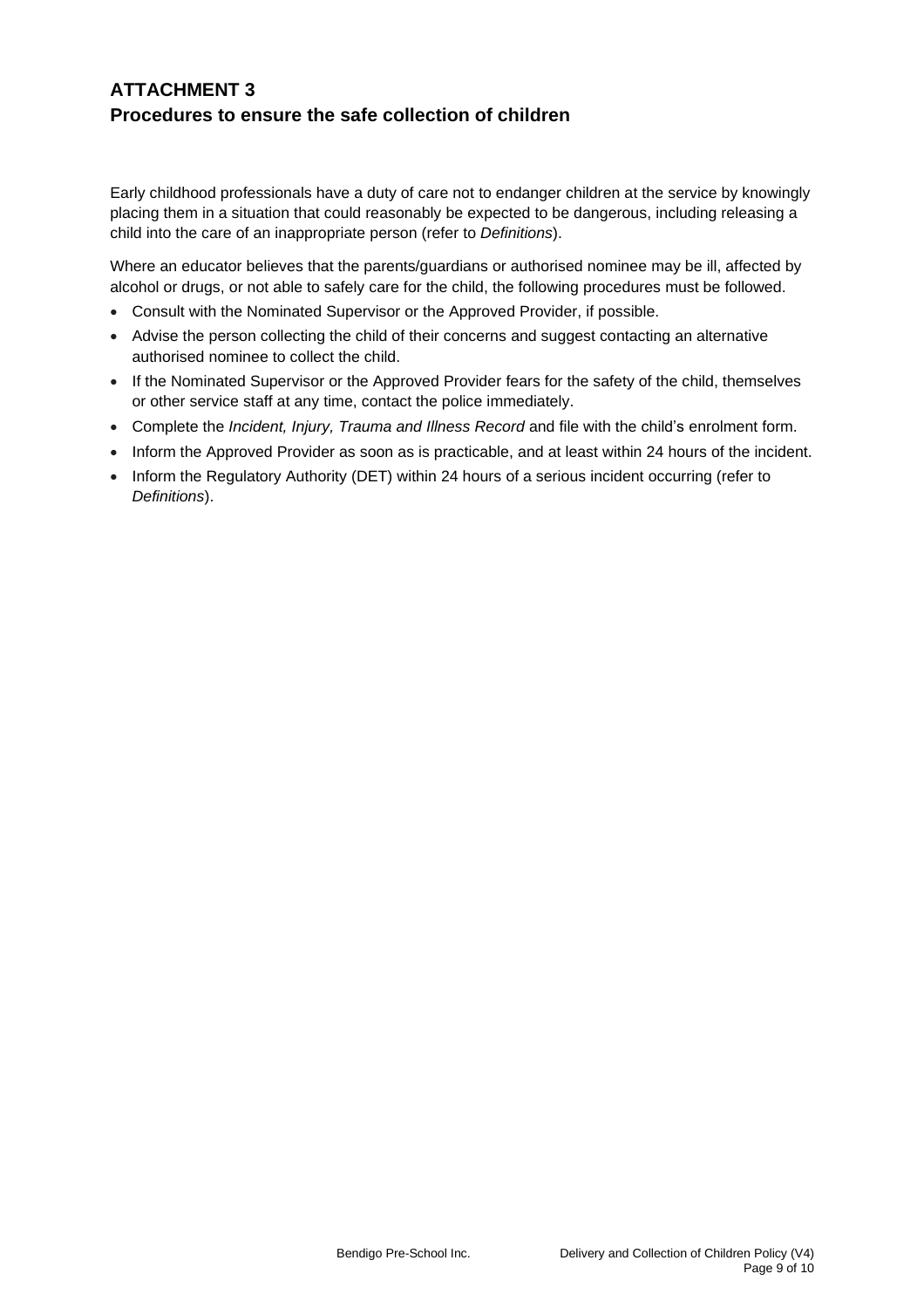## ATTACHMENT 3
## Procedures to ensure the safe collection of children

Early childhood professionals have a duty of care not to endanger children at the service by knowingly placing them in a situation that could reasonably be expected to be dangerous, including releasing a child into the care of an inappropriate person (refer to *Definitions*).

Where an educator believes that the parents/guardians or authorised nominee may be ill, affected by alcohol or drugs, or not able to safely care for the child, the following procedures must be followed.

- Consult with the Nominated Supervisor or the Approved Provider, if possible.
- Advise the person collecting the child of their concerns and suggest contacting an alternative authorised nominee to collect the child.
- If the Nominated Supervisor or the Approved Provider fears for the safety of the child, themselves or other service staff at any time, contact the police immediately.
- Complete the *Incident, Injury, Trauma and Illness Record* and file with the child's enrolment form.
- Inform the Approved Provider as soon as is practicable, and at least within 24 hours of the incident.
- Inform the Regulatory Authority (DET) within 24 hours of a serious incident occurring (refer to *Definitions*).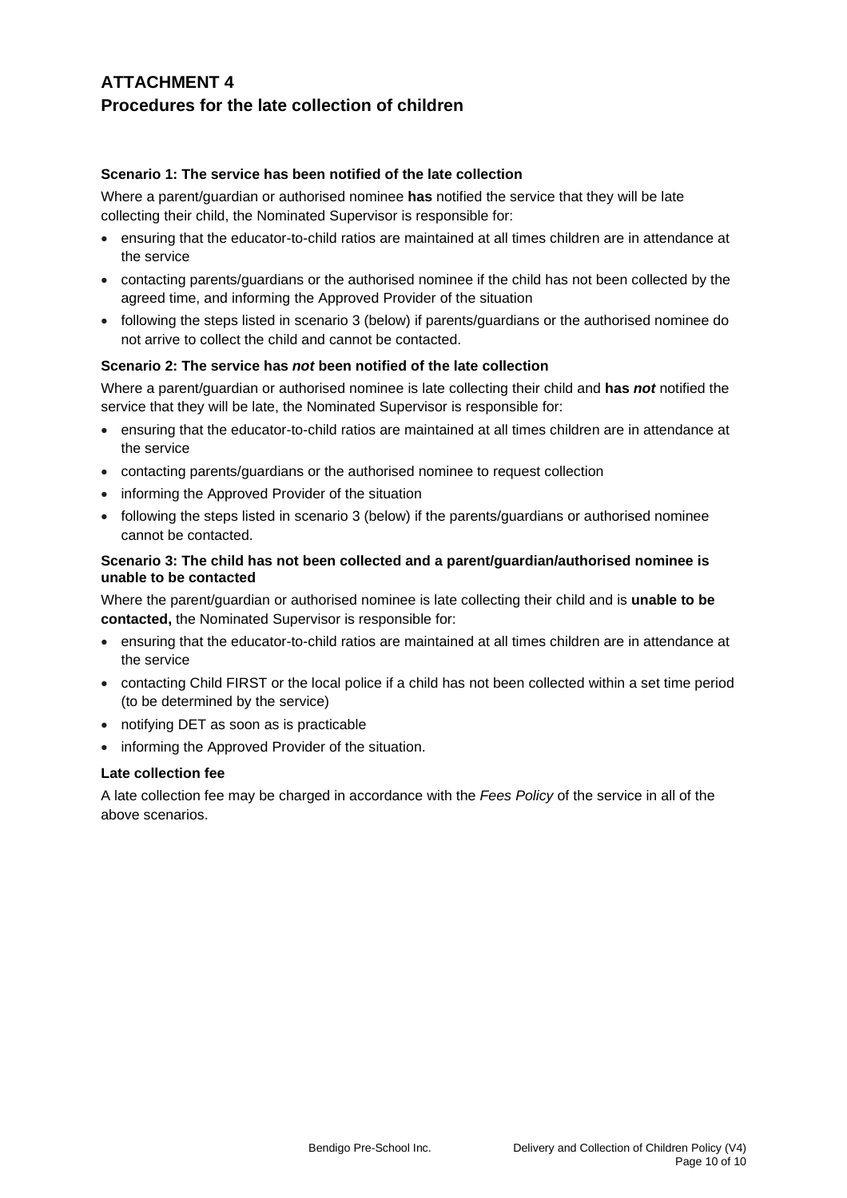# ATTACHMENT 4
## Procedures for the late collection of children

**Scenario 1: The service has been notified of the late collection**

Where a parent/guardian or authorised nominee **has** notified the service that they will be late collecting their child, the Nominated Supervisor is responsible for:

- ensuring that the educator-to-child ratios are maintained at all times children are in attendance at the service
- contacting parents/guardians or the authorised nominee if the child has not been collected by the agreed time, and informing the Approved Provider of the situation
- following the steps listed in scenario 3 (below) if parents/guardians or the authorised nominee do not arrive to collect the child and cannot be contacted.

**Scenario 2: The service has *not* been notified of the late collection**

Where a parent/guardian or authorised nominee is late collecting their child and **has *not*** notified the service that they will be late, the Nominated Supervisor is responsible for:

- ensuring that the educator-to-child ratios are maintained at all times children are in attendance at the service
- contacting parents/guardians or the authorised nominee to request collection
- informing the Approved Provider of the situation
- following the steps listed in scenario 3 (below) if the parents/guardians or authorised nominee cannot be contacted.

**Scenario 3: The child has not been collected and a parent/guardian/authorised nominee is unable to be contacted**

Where the parent/guardian or authorised nominee is late collecting their child and is **unable to be contacted,** the Nominated Supervisor is responsible for:

- ensuring that the educator-to-child ratios are maintained at all times children are in attendance at the service
- contacting Child FIRST or the local police if a child has not been collected within a set time period (to be determined by the service)
- notifying DET as soon as is practicable
- informing the Approved Provider of the situation.

**Late collection fee**

A late collection fee may be charged in accordance with the *Fees Policy* of the service in all of the above scenarios.